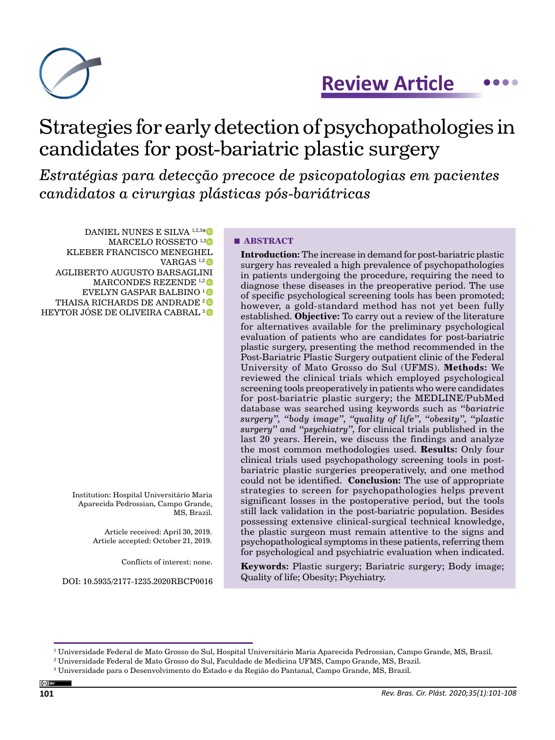Review Article

# Strategies for early detection of psychopathologies in candidates for post-bariatric plastic surgery

*Estratégias para detecção precoce de psicopatologias em pacientes candidatos a cirurgias plásticas pós-bariátricas*

DANIEL NUNES E SILVA [1,2,3]*
MARCELO ROSSETO [1,2]
KLEBER FRANCISCO MENEGHEL VARGAS [1,2]
AGLIBERTO AUGUSTO BARSAGLINI MARCONDES REZENDE [1,2]
EVELYN GASPAR BALBINO [1]
THAISA RICHARDS DE ANDRADE [2]
HEYTOR JÓSE DE OLIVEIRA CABRAL [3]

Institution: Hospital Universitário Maria Aparecida Pedrossian, Campo Grande, MS, Brazil.

Article received: April 30, 2019.
Article accepted: October 21, 2019.

Conflicts of interest: none.

DOI: 10.5935/2177-1235.2020RBCP0016

## ■ ABSTRACT

**Introduction:** The increase in demand for post-bariatric plastic surgery has revealed a high prevalence of psychopathologies in patients undergoing the procedure, requiring the need to diagnose these diseases in the preoperative period. The use of specific psychological screening tools has been promoted; however, a gold-standard method has not yet been fully established. **Objective:** To carry out a review of the literature for alternatives available for the preliminary psychological evaluation of patients who are candidates for post-bariatric plastic surgery, presenting the method recommended in the Post-Bariatric Plastic Surgery outpatient clinic of the Federal University of Mato Grosso do Sul (UFMS). **Methods:** We reviewed the clinical trials which employed psychological screening tools preoperatively in patients who were candidates for post-bariatric plastic surgery; the MEDLINE/PubMed database was searched using keywords such as *"bariatric surgery", "body image", "quality of life", "obesity", "plastic surgery" and "psychiatry",* for clinical trials published in the last 20 years. Herein, we discuss the findings and analyze the most common methodologies used. **Results:** Only four clinical trials used psychopathology screening tools in post-bariatric plastic surgeries preoperatively, and one method could not be identified. **Conclusion:** The use of appropriate strategies to screen for psychopathologies helps prevent significant losses in the postoperative period, but the tools still lack validation in the post-bariatric population. Besides possessing extensive clinical-surgical technical knowledge, the plastic surgeon must remain attentive to the signs and psychopathological symptoms in these patients, referring them for psychological and psychiatric evaluation when indicated.

**Keywords:** Plastic surgery; Bariatric surgery; Body image; Quality of life; Obesity; Psychiatry.

---

[1] Universidade Federal de Mato Grosso do Sul, Hospital Universitário Maria Aparecida Pedrossian, Campo Grande, MS, Brazil.
[2] Universidade Federal de Mato Grosso do Sul, Faculdade de Medicina UFMS, Campo Grande, MS, Brazil.
[3] Universidade para o Desenvolvimento do Estado e da Região do Pantanal, Campo Grande, MS, Brazil.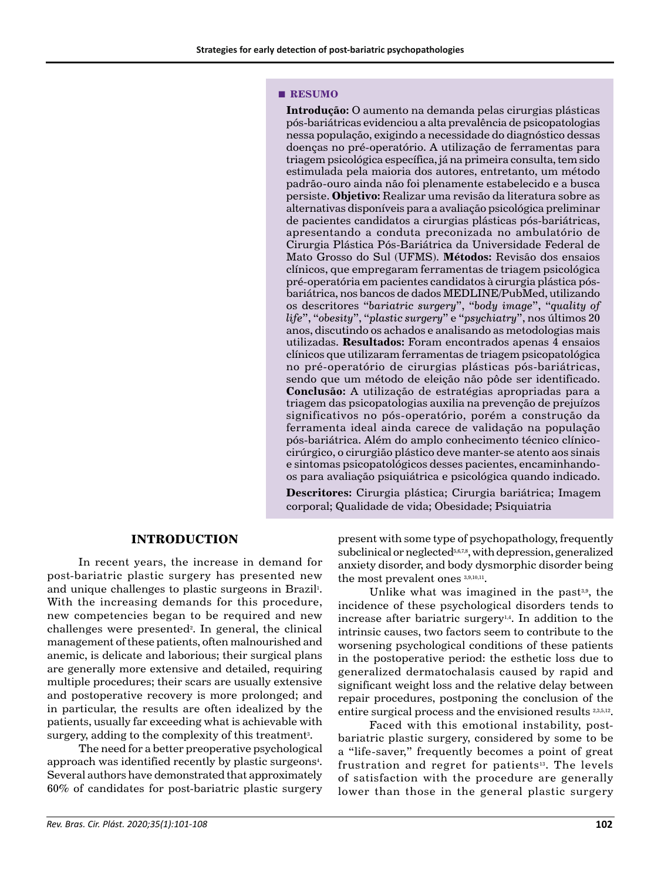## RESUMO

**Introdução:** O aumento na demanda pelas cirurgias plásticas pós-bariátricas evidenciou a alta prevalência de psicopatologias nessa população, exigindo a necessidade do diagnóstico dessas doenças no pré-operatório. A utilização de ferramentas para triagem psicológica específica, já na primeira consulta, tem sido estimulada pela maioria dos autores, entretanto, um método padrão-ouro ainda não foi plenamente estabelecido e a busca persiste. **Objetivo:** Realizar uma revisão da literatura sobre as alternativas disponíveis para a avaliação psicológica preliminar de pacientes candidatos a cirurgias plásticas pós-bariátricas, apresentando a conduta preconizada no ambulatório de Cirurgia Plástica Pós-Bariátrica da Universidade Federal de Mato Grosso do Sul (UFMS). **Métodos:** Revisão dos ensaios clínicos, que empregaram ferramentas de triagem psicológica pré-operatória em pacientes candidatos à cirurgia plástica pós-bariátrica, nos bancos de dados MEDLINE/PubMed, utilizando os descritores "*bariatric surgery*", "*body image*", "*quality of life*", "*obesity*", "*plastic surgery*" e "*psychiatry*", nos últimos 20 anos, discutindo os achados e analisando as metodologias mais utilizadas. **Resultados:** Foram encontrados apenas 4 ensaios clínicos que utilizaram ferramentas de triagem psicopatológica no pré-operatório de cirurgias plásticas pós-bariátricas, sendo que um método de eleição não pôde ser identificado. **Conclusão:** A utilização de estratégias apropriadas para a triagem das psicopatologias auxilia na prevenção de prejuízos significativos no pós-operatório, porém a construção da ferramenta ideal ainda carece de validação na população pós-bariátrica. Além do amplo conhecimento técnico clínico-cirúrgico, o cirurgião plástico deve manter-se atento aos sinais e sintomas psicopatológicos desses pacientes, encaminhando-os para avaliação psiquiátrica e psicológica quando indicado.

**Descritores:** Cirurgia plástica; Cirurgia bariátrica; Imagem corporal; Qualidade de vida; Obesidade; Psiquiatria

## INTRODUCTION

In recent years, the increase in demand for post-bariatric plastic surgery has presented new and unique challenges to plastic surgeons in Brazil[1]. With the increasing demands for this procedure, new competencies began to be required and new challenges were presented[2]. In general, the clinical management of these patients, often malnourished and anemic, is delicate and laborious; their surgical plans are generally more extensive and detailed, requiring multiple procedures; their scars are usually extensive and postoperative recovery is more prolonged; and in particular, the results are often idealized by the patients, usually far exceeding what is achievable with surgery, adding to the complexity of this treatment[3].

The need for a better preoperative psychological approach was identified recently by plastic surgeons[4]. Several authors have demonstrated that approximately 60% of candidates for post-bariatric plastic surgery present with some type of psychopathology, frequently subclinical or neglected[5,6,7,8], with depression, generalized anxiety disorder, and body dysmorphic disorder being the most prevalent ones [3,9,10,11].

Unlike what was imagined in the past[3,9], the incidence of these psychological disorders tends to increase after bariatric surgery[1,4]. In addition to the intrinsic causes, two factors seem to contribute to the worsening psychological conditions of these patients in the postoperative period: the esthetic loss due to generalized dermatochalasis caused by rapid and significant weight loss and the relative delay between repair procedures, postponing the conclusion of the entire surgical process and the envisioned results [2,3,5,12].

Faced with this emotional instability, post-bariatric plastic surgery, considered by some to be a "life-saver," frequently becomes a point of great frustration and regret for patients[13]. The levels of satisfaction with the procedure are generally lower than those in the general plastic surgery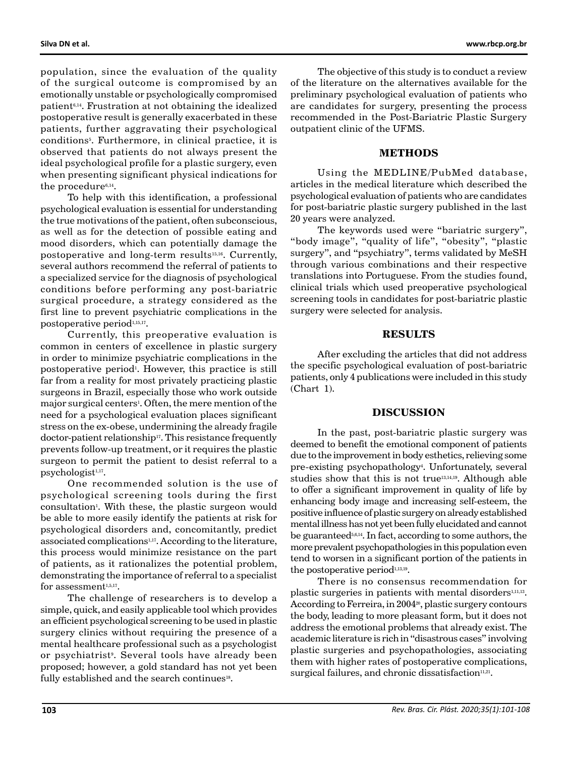population, since the evaluation of the quality of the surgical outcome is compromised by an emotionally unstable or psychologically compromised patient[6,14]. Frustration at not obtaining the idealized postoperative result is generally exacerbated in these patients, further aggravating their psychological conditions[5]. Furthermore, in clinical practice, it is observed that patients do not always present the ideal psychological profile for a plastic surgery, even when presenting significant physical indications for the procedure[6,14].

To help with this identification, a professional psychological evaluation is essential for understanding the true motivations of the patient, often subconscious, as well as for the detection of possible eating and mood disorders, which can potentially damage the postoperative and long-term results[15,16]. Currently, several authors recommend the referral of patients to a specialized service for the diagnosis of psychological conditions before performing any post-bariatric surgical procedure, a strategy considered as the first line to prevent psychiatric complications in the postoperative period[1,15,17].

Currently, this preoperative evaluation is common in centers of excellence in plastic surgery in order to minimize psychiatric complications in the postoperative period[1]. However, this practice is still far from a reality for most privately practicing plastic surgeons in Brazil, especially those who work outside major surgical centers[1]. Often, the mere mention of the need for a psychological evaluation places significant stress on the ex-obese, undermining the already fragile doctor-patient relationship[17]. This resistance frequently prevents follow-up treatment, or it requires the plastic surgeon to permit the patient to desist referral to a psychologist[1,17].

One recommended solution is the use of psychological screening tools during the first consultation[1]. With these, the plastic surgeon would be able to more easily identify the patients at risk for psychological disorders and, concomitantly, predict associated complications[1,17]. According to the literature, this process would minimize resistance on the part of patients, as it rationalizes the potential problem, demonstrating the importance of referral to a specialist for assessment[1,5,17].

The challenge of researchers is to develop a simple, quick, and easily applicable tool which provides an efficient psychological screening to be used in plastic surgery clinics without requiring the presence of a mental healthcare professional such as a psychologist or psychiatrist[9]. Several tools have already been proposed; however, a gold standard has not yet been fully established and the search continues[18].

The objective of this study is to conduct a review of the literature on the alternatives available for the preliminary psychological evaluation of patients who are candidates for surgery, presenting the process recommended in the Post-Bariatric Plastic Surgery outpatient clinic of the UFMS.

## METHODS

Using the MEDLINE/PubMed database, articles in the medical literature which described the psychological evaluation of patients who are candidates for post-bariatric plastic surgery published in the last 20 years were analyzed.

The keywords used were "bariatric surgery", "body image", "quality of life", "obesity", "plastic surgery", and "psychiatry", terms validated by MeSH through various combinations and their respective translations into Portuguese. From the studies found, clinical trials which used preoperative psychological screening tools in candidates for post-bariatric plastic surgery were selected for analysis.

## RESULTS

After excluding the articles that did not address the specific psychological evaluation of post-bariatric patients, only 4 publications were included in this study (Chart 1).

## DISCUSSION

In the past, post-bariatric plastic surgery was deemed to benefit the emotional component of patients due to the improvement in body esthetics, relieving some pre-existing psychopathology[4]. Unfortunately, several studies show that this is not true[13,14,19]. Although able to offer a significant improvement in quality of life by enhancing body image and increasing self-esteem, the positive influence of plastic surgery on already established mental illness has not yet been fully elucidated and cannot be guaranteed[5,6,14]. In fact, according to some authors, the more prevalent psychopathologies in this population even tend to worsen in a significant portion of the patients in the postoperative period[1,13,19].

There is no consensus recommendation for plastic surgeries in patients with mental disorders[1,11,13]. According to Ferreira, in 2004[20], plastic surgery contours the body, leading to more pleasant form, but it does not address the emotional problems that already exist. The academic literature is rich in "disastrous cases" involving plastic surgeries and psychopathologies, associating them with higher rates of postoperative complications, surgical failures, and chronic dissatisfaction[11,21].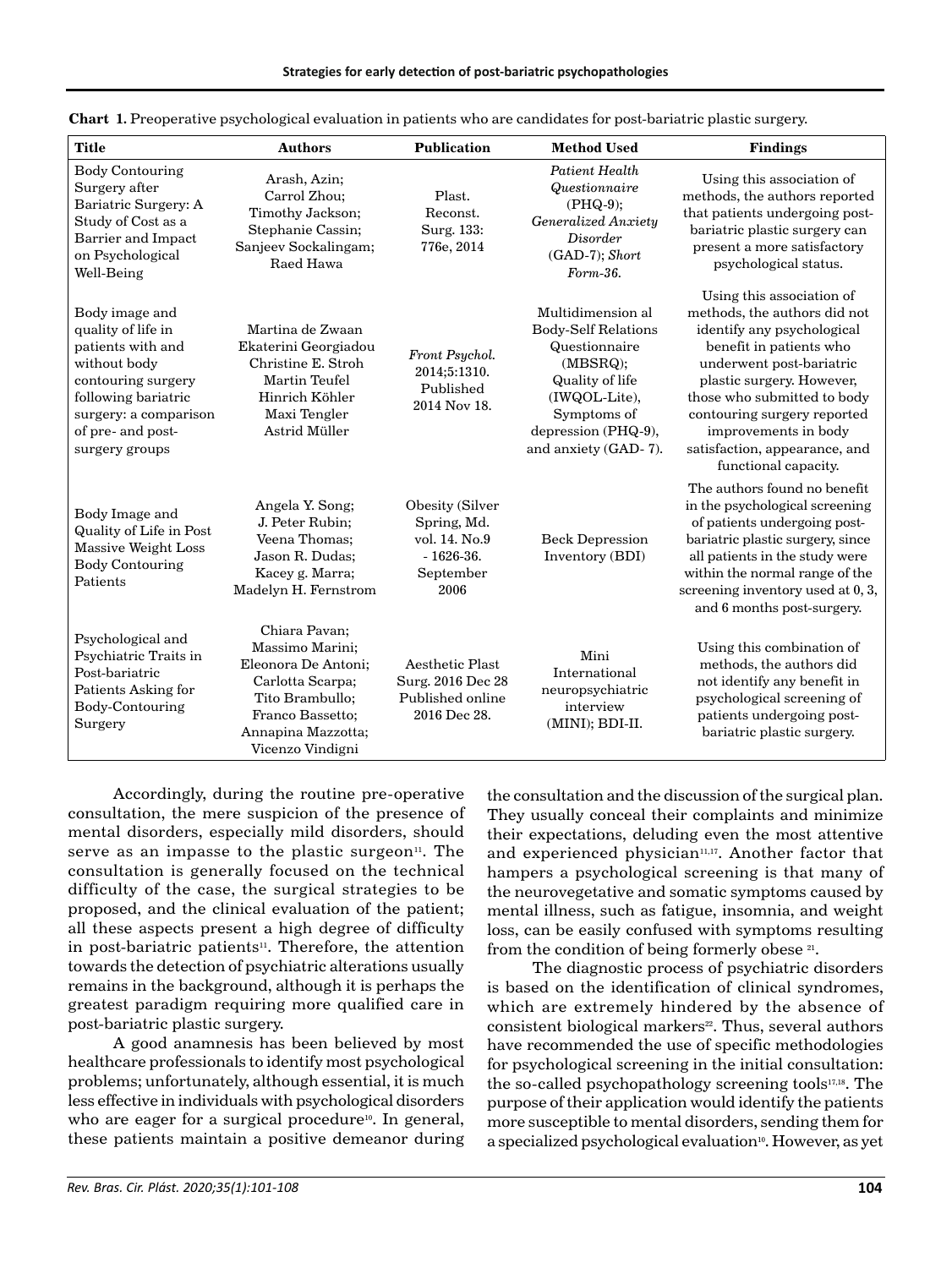**Chart 1.** Preoperative psychological evaluation in patients who are candidates for post-bariatric plastic surgery.

| Title | Authors | Publication | Method Used | Findings |
|---|---|---|---|---|
| Body Contouring Surgery after Bariatric Surgery: A Study of Cost as a Barrier and Impact on Psychological Well-Being | Arash, Azin; Carrol Zhou; Timothy Jackson; Stephanie Cassin; Sanjeev Sockalingam; Raed Hawa | Plast. Reconst. Surg. 133: 776e, 2014 | *Patient Health Questionnaire* (PHQ-9); *Generalized Anxiety Disorder* (GAD-7); *Short Form-36.* | Using this association of methods, the authors reported that patients undergoing post-bariatric plastic surgery can present a more satisfactory psychological status. |
| Body image and quality of life in patients with and without body contouring surgery following bariatric surgery: a comparison of pre- and post-surgery groups | Martina de Zwaan Ekaterini Georgiadou Christine E. Stroh Martin Teufel Hinrich Köhler Maxi Tengler Astrid Müller | *Front Psychol.* 2014;5:1310. Published 2014 Nov 18. | Multidimension al Body-Self Relations Questionnaire (MBSRQ); Quality of life (IWQOL-Lite), Symptoms of depression (PHQ-9), and anxiety (GAD- 7). | Using this association of methods, the authors did not identify any psychological benefit in patients who underwent post-bariatric plastic surgery. However, those who submitted to body contouring surgery reported improvements in body satisfaction, appearance, and functional capacity. |
| Body Image and Quality of Life in Post Massive Weight Loss Body Contouring Patients | Angela Y. Song; J. Peter Rubin; Veena Thomas; Jason R. Dudas; Kacey g. Marra; Madelyn H. Fernstrom | Obesity (Silver Spring, Md. vol. 14. No.9 - 1626-36. September 2006 | Beck Depression Inventory (BDI) | The authors found no benefit in the psychological screening of patients undergoing post-bariatric plastic surgery, since all patients in the study were within the normal range of the screening inventory used at 0, 3, and 6 months post-surgery. |
| Psychological and Psychiatric Traits in Post-bariatric Patients Asking for Body-Contouring Surgery | Chiara Pavan; Massimo Marini; Eleonora De Antoni; Carlotta Scarpa; Tito Brambullo; Franco Bassetto; Annapina Mazzotta; Vicenzo Vindigni | Aesthetic Plast Surg. 2016 Dec 28 Published online 2016 Dec 28. | Mini International neuropsychiatric interview (MINI); BDI-II. | Using this combination of methods, the authors did not identify any benefit in psychological screening of patients undergoing post-bariatric plastic surgery. |

Accordingly, during the routine pre-operative consultation, the mere suspicion of the presence of mental disorders, especially mild disorders, should serve as an impasse to the plastic surgeon[11]. The consultation is generally focused on the technical difficulty of the case, the surgical strategies to be proposed, and the clinical evaluation of the patient; all these aspects present a high degree of difficulty in post-bariatric patients[11]. Therefore, the attention towards the detection of psychiatric alterations usually remains in the background, although it is perhaps the greatest paradigm requiring more qualified care in post-bariatric plastic surgery.

A good anamnesis has been believed by most healthcare professionals to identify most psychological problems; unfortunately, although essential, it is much less effective in individuals with psychological disorders who are eager for a surgical procedure[10]. In general, these patients maintain a positive demeanor during the consultation and the discussion of the surgical plan. They usually conceal their complaints and minimize their expectations, deluding even the most attentive and experienced physician[11,17]. Another factor that hampers a psychological screening is that many of the neurovegetative and somatic symptoms caused by mental illness, such as fatigue, insomnia, and weight loss, can be easily confused with symptoms resulting from the condition of being formerly obese [21].

The diagnostic process of psychiatric disorders is based on the identification of clinical syndromes, which are extremely hindered by the absence of consistent biological markers[22]. Thus, several authors have recommended the use of specific methodologies for psychological screening in the initial consultation: the so-called psychopathology screening tools[17,18]. The purpose of their application would identify the patients more susceptible to mental disorders, sending them for a specialized psychological evaluation[10]. However, as yet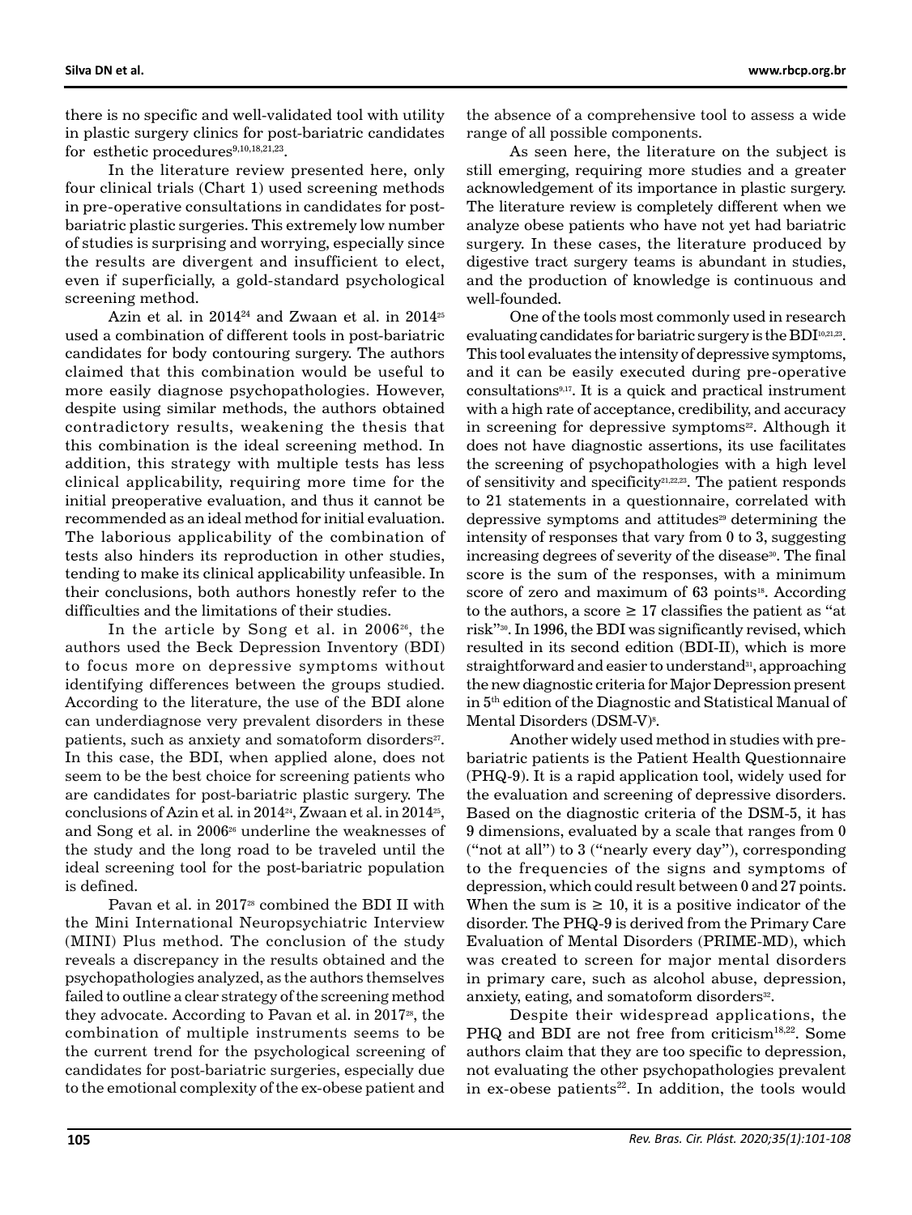there is no specific and well-validated tool with utility in plastic surgery clinics for post-bariatric candidates for esthetic procedures[9,10,18,21,23].

In the literature review presented here, only four clinical trials (Chart 1) used screening methods in pre-operative consultations in candidates for post-bariatric plastic surgeries. This extremely low number of studies is surprising and worrying, especially since the results are divergent and insufficient to elect, even if superficially, a gold-standard psychological screening method.

Azin et al. in 2014[24] and Zwaan et al. in 2014[25] used a combination of different tools in post-bariatric candidates for body contouring surgery. The authors claimed that this combination would be useful to more easily diagnose psychopathologies. However, despite using similar methods, the authors obtained contradictory results, weakening the thesis that this combination is the ideal screening method. In addition, this strategy with multiple tests has less clinical applicability, requiring more time for the initial preoperative evaluation, and thus it cannot be recommended as an ideal method for initial evaluation. The laborious applicability of the combination of tests also hinders its reproduction in other studies, tending to make its clinical applicability unfeasible. In their conclusions, both authors honestly refer to the difficulties and the limitations of their studies.

In the article by Song et al. in 2006[26], the authors used the Beck Depression Inventory (BDI) to focus more on depressive symptoms without identifying differences between the groups studied. According to the literature, the use of the BDI alone can underdiagnose very prevalent disorders in these patients, such as anxiety and somatoform disorders[27]. In this case, the BDI, when applied alone, does not seem to be the best choice for screening patients who are candidates for post-bariatric plastic surgery. The conclusions of Azin et al. in 2014[24], Zwaan et al. in 2014[25], and Song et al. in 2006[26] underline the weaknesses of the study and the long road to be traveled until the ideal screening tool for the post-bariatric population is defined.

Pavan et al. in 2017[28] combined the BDI II with the Mini International Neuropsychiatric Interview (MINI) Plus method. The conclusion of the study reveals a discrepancy in the results obtained and the psychopathologies analyzed, as the authors themselves failed to outline a clear strategy of the screening method they advocate. According to Pavan et al. in 2017[28], the combination of multiple instruments seems to be the current trend for the psychological screening of candidates for post-bariatric surgeries, especially due to the emotional complexity of the ex-obese patient and the absence of a comprehensive tool to assess a wide range of all possible components.

As seen here, the literature on the subject is still emerging, requiring more studies and a greater acknowledgement of its importance in plastic surgery. The literature review is completely different when we analyze obese patients who have not yet had bariatric surgery. In these cases, the literature produced by digestive tract surgery teams is abundant in studies, and the production of knowledge is continuous and well-founded.

One of the tools most commonly used in research evaluating candidates for bariatric surgery is the BDI[10,21,23]. This tool evaluates the intensity of depressive symptoms, and it can be easily executed during pre-operative consultations[9,17]. It is a quick and practical instrument with a high rate of acceptance, credibility, and accuracy in screening for depressive symptoms[22]. Although it does not have diagnostic assertions, its use facilitates the screening of psychopathologies with a high level of sensitivity and specificity[21,22,23]. The patient responds to 21 statements in a questionnaire, correlated with depressive symptoms and attitudes[29] determining the intensity of responses that vary from 0 to 3, suggesting increasing degrees of severity of the disease[30]. The final score is the sum of the responses, with a minimum score of zero and maximum of 63 points[18]. According to the authors, a score $\geq 17$ classifies the patient as "at risk"[30]. In 1996, the BDI was significantly revised, which resulted in its second edition (BDI-II), which is more straightforward and easier to understand[31], approaching the new diagnostic criteria for Major Depression present in 5th edition of the Diagnostic and Statistical Manual of Mental Disorders (DSM-V)[8].

Another widely used method in studies with pre-bariatric patients is the Patient Health Questionnaire (PHQ-9). It is a rapid application tool, widely used for the evaluation and screening of depressive disorders. Based on the diagnostic criteria of the DSM-5, it has 9 dimensions, evaluated by a scale that ranges from 0 ("not at all") to 3 ("nearly every day"), corresponding to the frequencies of the signs and symptoms of depression, which could result between 0 and 27 points. When the sum is $\geq 10$, it is a positive indicator of the disorder. The PHQ-9 is derived from the Primary Care Evaluation of Mental Disorders (PRIME-MD), which was created to screen for major mental disorders in primary care, such as alcohol abuse, depression, anxiety, eating, and somatoform disorders[32].

Despite their widespread applications, the PHQ and BDI are not free from criticism[18,22]. Some authors claim that they are too specific to depression, not evaluating the other psychopathologies prevalent in ex-obese patients[22]. In addition, the tools would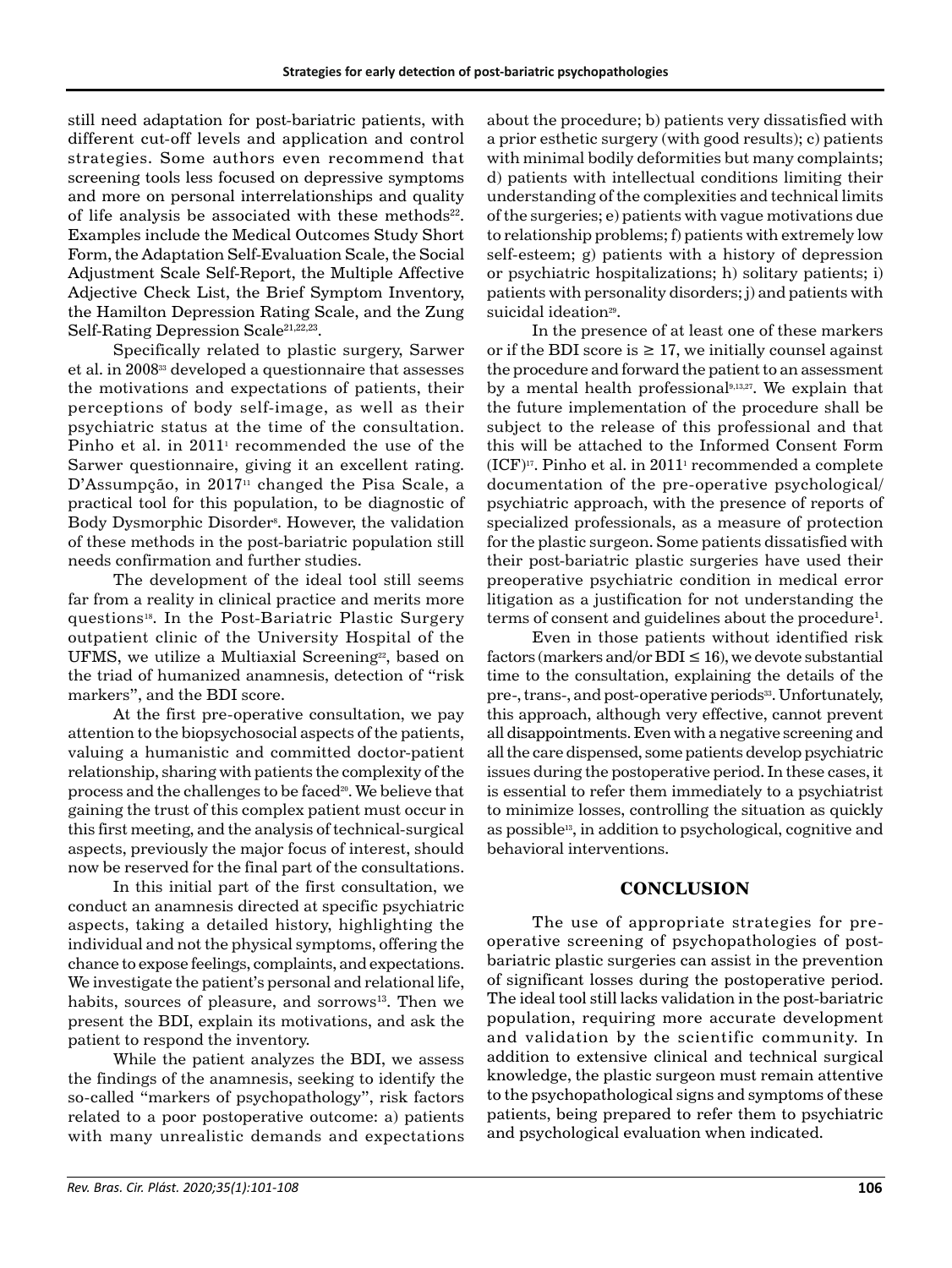still need adaptation for post-bariatric patients, with different cut-off levels and application and control strategies. Some authors even recommend that screening tools less focused on depressive symptoms and more on personal interrelationships and quality of life analysis be associated with these methods[22]. Examples include the Medical Outcomes Study Short Form, the Adaptation Self-Evaluation Scale, the Social Adjustment Scale Self-Report, the Multiple Affective Adjective Check List, the Brief Symptom Inventory, the Hamilton Depression Rating Scale, and the Zung Self-Rating Depression Scale[21,22,23].

Specifically related to plastic surgery, Sarwer et al. in 2008[33] developed a questionnaire that assesses the motivations and expectations of patients, their perceptions of body self-image, as well as their psychiatric status at the time of the consultation. Pinho et al. in 2011[1] recommended the use of the Sarwer questionnaire, giving it an excellent rating. D'Assumpção, in 2017[11] changed the Pisa Scale, a practical tool for this population, to be diagnostic of Body Dysmorphic Disorder[8]. However, the validation of these methods in the post-bariatric population still needs confirmation and further studies.

The development of the ideal tool still seems far from a reality in clinical practice and merits more questions[18]. In the Post-Bariatric Plastic Surgery outpatient clinic of the University Hospital of the UFMS, we utilize a Multiaxial Screening[22], based on the triad of humanized anamnesis, detection of "risk markers", and the BDI score.

At the first pre-operative consultation, we pay attention to the biopsychosocial aspects of the patients, valuing a humanistic and committed doctor-patient relationship, sharing with patients the complexity of the process and the challenges to be faced[20]. We believe that gaining the trust of this complex patient must occur in this first meeting, and the analysis of technical-surgical aspects, previously the major focus of interest, should now be reserved for the final part of the consultations.

In this initial part of the first consultation, we conduct an anamnesis directed at specific psychiatric aspects, taking a detailed history, highlighting the individual and not the physical symptoms, offering the chance to expose feelings, complaints, and expectations. We investigate the patient's personal and relational life, habits, sources of pleasure, and sorrows[13]. Then we present the BDI, explain its motivations, and ask the patient to respond the inventory.

While the patient analyzes the BDI, we assess the findings of the anamnesis, seeking to identify the so-called "markers of psychopathology", risk factors related to a poor postoperative outcome: a) patients with many unrealistic demands and expectations about the procedure; b) patients very dissatisfied with a prior esthetic surgery (with good results); c) patients with minimal bodily deformities but many complaints; d) patients with intellectual conditions limiting their understanding of the complexities and technical limits of the surgeries; e) patients with vague motivations due to relationship problems; f) patients with extremely low self-esteem; g) patients with a history of depression or psychiatric hospitalizations; h) solitary patients; i) patients with personality disorders; j) and patients with suicidal ideation[29].

In the presence of at least one of these markers or if the BDI score is $\geq 17$, we initially counsel against the procedure and forward the patient to an assessment by a mental health professional[9,13,27]. We explain that the future implementation of the procedure shall be subject to the release of this professional and that this will be attached to the Informed Consent Form (ICF)[17]. Pinho et al. in 2011[1] recommended a complete documentation of the pre-operative psychological/psychiatric approach, with the presence of reports of specialized professionals, as a measure of protection for the plastic surgeon. Some patients dissatisfied with their post-bariatric plastic surgeries have used their preoperative psychiatric condition in medical error litigation as a justification for not understanding the terms of consent and guidelines about the procedure[1].

Even in those patients without identified risk factors (markers and/or BDI $\leq 16$), we devote substantial time to the consultation, explaining the details of the pre-, trans-, and post-operative periods[33]. Unfortunately, this approach, although very effective, cannot prevent all disappointments. Even with a negative screening and all the care dispensed, some patients develop psychiatric issues during the postoperative period. In these cases, it is essential to refer them immediately to a psychiatrist to minimize losses, controlling the situation as quickly as possible[13], in addition to psychological, cognitive and behavioral interventions.

## CONCLUSION

The use of appropriate strategies for pre-operative screening of psychopathologies of post-bariatric plastic surgeries can assist in the prevention of significant losses during the postoperative period. The ideal tool still lacks validation in the post-bariatric population, requiring more accurate development and validation by the scientific community. In addition to extensive clinical and technical surgical knowledge, the plastic surgeon must remain attentive to the psychopathological signs and symptoms of these patients, being prepared to refer them to psychiatric and psychological evaluation when indicated.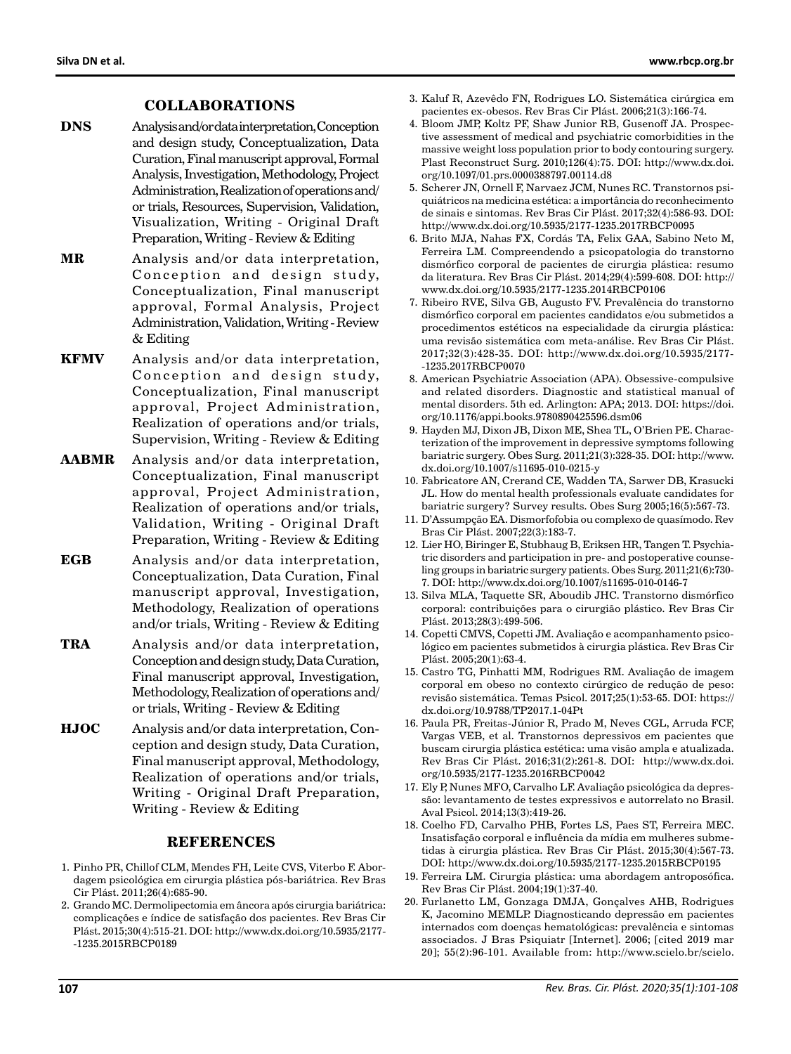## COLLABORATIONS

**DNS** Analysis and/or data interpretation, Conception and design study, Conceptualization, Data Curation, Final manuscript approval, Formal Analysis, Investigation, Methodology, Project Administration, Realization of operations and/or trials, Resources, Supervision, Validation, Visualization, Writing - Original Draft Preparation, Writing - Review & Editing

**MR** Analysis and/or data interpretation, Conception and design study, Conceptualization, Final manuscript approval, Formal Analysis, Project Administration, Validation, Writing - Review & Editing

**KFMV** Analysis and/or data interpretation, Conception and design study, Conceptualization, Final manuscript approval, Project Administration, Realization of operations and/or trials, Supervision, Writing - Review & Editing

**AABMR** Analysis and/or data interpretation, Conceptualization, Final manuscript approval, Project Administration, Realization of operations and/or trials, Validation, Writing - Original Draft Preparation, Writing - Review & Editing

**EGB** Analysis and/or data interpretation, Conceptualization, Data Curation, Final manuscript approval, Investigation, Methodology, Realization of operations and/or trials, Writing - Review & Editing

**TRA** Analysis and/or data interpretation, Conception and design study, Data Curation, Final manuscript approval, Investigation, Methodology, Realization of operations and/or trials, Writing - Review & Editing

**HJOC** Analysis and/or data interpretation, Conception and design study, Data Curation, Final manuscript approval, Methodology, Realization of operations and/or trials, Writing - Original Draft Preparation, Writing - Review & Editing

## REFERENCES

1. Pinho PR, Chillof CLM, Mendes FH, Leite CVS, Viterbo F. Abordagem psicológica em cirurgia plástica pós-bariátrica. Rev Bras Cir Plást. 2011;26(4):685-90.
2. Grando MC. Dermolipectomia em âncora após cirurgia bariátrica: complicações e índice de satisfação dos pacientes. Rev Bras Cir Plást. 2015;30(4):515-21. DOI: http://www.dx.doi.org/10.5935/2177-1235.2015RBCP0189
3. Kaluf R, Azevêdo FN, Rodrigues LO. Sistemática cirúrgica em pacientes ex-obesos. Rev Bras Cir Plást. 2006;21(3):166-74.
4. Bloom JMP, Koltz PF, Shaw Junior RB, Gusenoff JA. Prospective assessment of medical and psychiatric comorbidities in the massive weight loss population prior to body contouring surgery. Plast Reconstruct Surg. 2010;126(4):75. DOI: http://www.dx.doi.org/10.1097/01.prs.0000388797.00114.d8
5. Scherer JN, Ornell F, Narvaez JCM, Nunes RC. Transtornos psiquiátricos na medicina estética: a importância do reconhecimento de sinais e sintomas. Rev Bras Cir Plást. 2017;32(4):586-93. DOI: http://www.dx.doi.org/10.5935/2177-1235.2017RBCP0095
6. Brito MJA, Nahas FX, Cordás TA, Felix GAA, Sabino Neto M, Ferreira LM. Compreendendo a psicopatologia do transtorno dismórfico corporal de pacientes de cirurgia plástica: resumo da literatura. Rev Bras Cir Plást. 2014;29(4):599-608. DOI: http://www.dx.doi.org/10.5935/2177-1235.2014RBCP0106
7. Ribeiro RVE, Silva GB, Augusto FV. Prevalência do transtorno dismórfico corporal em pacientes candidatos e/ou submetidos a procedimentos estéticos na especialidade da cirurgia plástica: uma revisão sistemática com meta-análise. Rev Bras Cir Plást. 2017;32(3):428-35. DOI: http://www.dx.doi.org/10.5935/2177-1235.2017RBCP0070
8. American Psychiatric Association (APA). Obsessive-compulsive and related disorders. Diagnostic and statistical manual of mental disorders. 5th ed. Arlington: APA; 2013. DOI: https://doi.org/10.1176/appi.books.9780890425596.dsm06
9. Hayden MJ, Dixon JB, Dixon ME, Shea TL, O'Brien PE. Characterization of the improvement in depressive symptoms following bariatric surgery. Obes Surg. 2011;21(3):328-35. DOI: http://www.dx.doi.org/10.1007/s11695-010-0215-y
10. Fabricatore AN, Crerand CE, Wadden TA, Sarwer DB, Krasucki JL. How do mental health professionals evaluate candidates for bariatric surgery? Survey results. Obes Surg 2005;16(5):567-73.
11. D'Assumpção EA. Dismorfofobia ou complexo de quasímodo. Rev Bras Cir Plást. 2007;22(3):183-7.
12. Lier HO, Biringer E, Stubhaug B, Eriksen HR, Tangen T. Psychiatric disorders and participation in pre- and postoperative counseling groups in bariatric surgery patients. Obes Surg. 2011;21(6):730-7. DOI: http://www.dx.doi.org/10.1007/s11695-010-0146-7
13. Silva MLA, Taquette SR, Aboudib JHC. Transtorno dismórfico corporal: contribuições para o cirurgião plástico. Rev Bras Cir Plást. 2013;28(3):499-506.
14. Copetti CMVS, Copetti JM. Avaliação e acompanhamento psicológico em pacientes submetidos à cirurgia plástica. Rev Bras Cir Plást. 2005;20(1):63-4.
15. Castro TG, Pinhatti MM, Rodrigues RM. Avaliação de imagem corporal em obeso no contexto cirúrgico de redução de peso: revisão sistemática. Temas Psicol. 2017;25(1):53-65. DOI: https://dx.doi.org/10.9788/TP2017.1-04Pt
16. Paula PR, Freitas-Júnior R, Prado M, Neves CGL, Arruda FCF, Vargas VEB, et al. Transtornos depressivos em pacientes que buscam cirurgia plástica estética: uma visão ampla e atualizada. Rev Bras Cir Plást. 2016;31(2):261-8. DOI: http://www.dx.doi.org/10.5935/2177-1235.2016RBCP0042
17. Ely P, Nunes MFO, Carvalho LF. Avaliação psicológica da depressão: levantamento de testes expressivos e autorrelato no Brasil. Aval Psicol. 2014;13(3):419-26.
18. Coelho FD, Carvalho PHB, Fortes LS, Paes ST, Ferreira MEC. Insatisfação corporal e influência da mídia em mulheres submetidas à cirurgia plástica. Rev Bras Cir Plást. 2015;30(4):567-73. DOI: http://www.dx.doi.org/10.5935/2177-1235.2015RBCP0195
19. Ferreira LM. Cirurgia plástica: uma abordagem antroposófica. Rev Bras Cir Plást. 2004;19(1):37-40.
20. Furlanetto LM, Gonzaga DMJA, Gonçalves AHB, Rodrigues K, Jacomino MEMLP. Diagnosticando depressão em pacientes internados com doenças hematológicas: prevalência e sintomas associados. J Bras Psiquiatr [Internet]. 2006; [cited 2019 mar 20]; 55(2):96-101. Available from: http://www.scielo.br/scielo.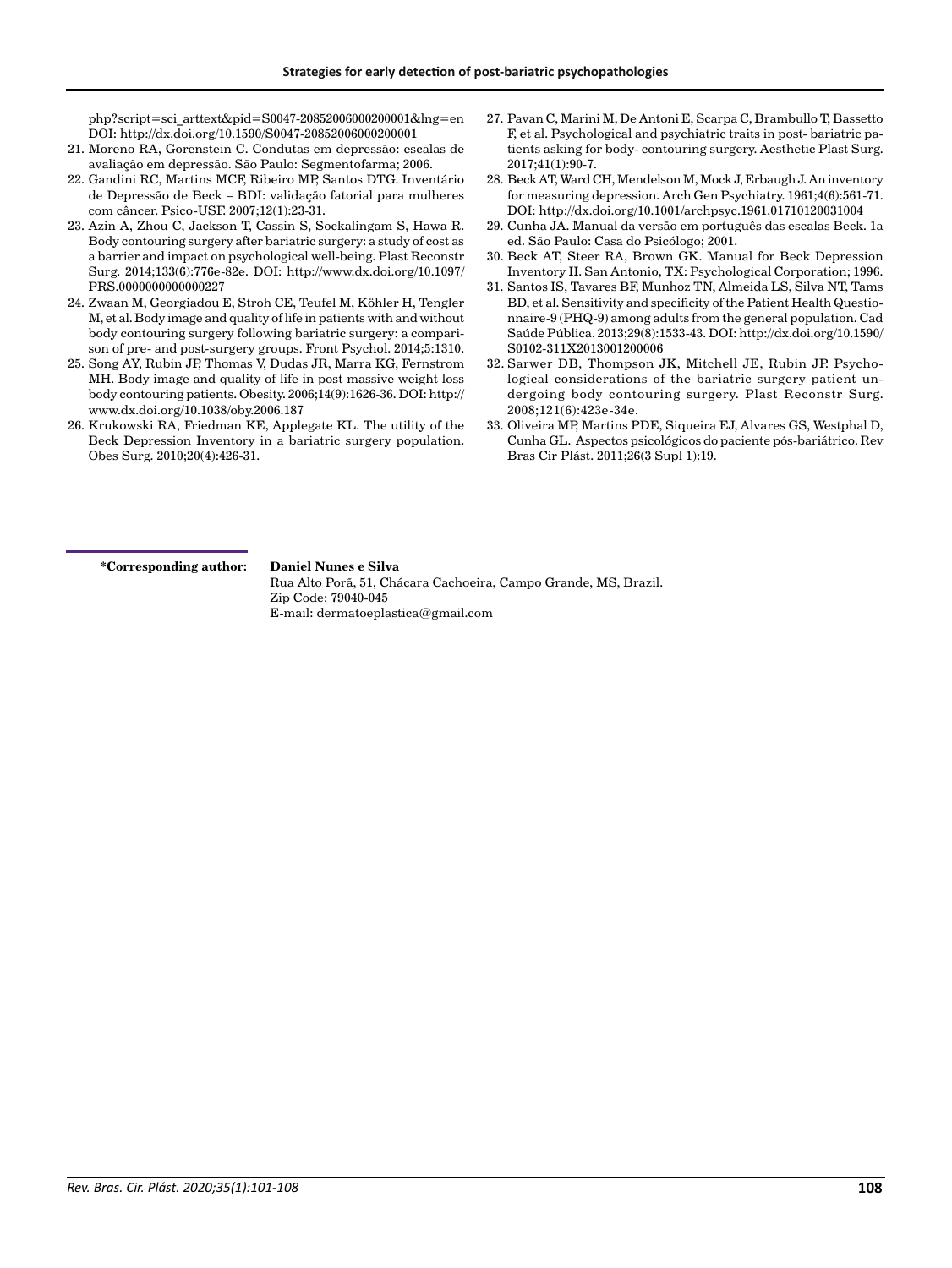php?script=sci_arttext&pid=S0047-20852006000200001&lng=en DOI: http://dx.doi.org/10.1590/S0047-20852006000200001

21. Moreno RA, Gorenstein C. Condutas em depressão: escalas de avaliação em depressão. São Paulo: Segmentofarma; 2006.
22. Gandini RC, Martins MCF, Ribeiro MP, Santos DTG. Inventário de Depressão de Beck – BDI: validação fatorial para mulheres com câncer. Psico-USF. 2007;12(1):23-31.
23. Azin A, Zhou C, Jackson T, Cassin S, Sockalingam S, Hawa R. Body contouring surgery after bariatric surgery: a study of cost as a barrier and impact on psychological well-being. Plast Reconstr Surg. 2014;133(6):776e-82e. DOI: http://www.dx.doi.org/10.1097/PRS.0000000000000227
24. Zwaan M, Georgiadou E, Stroh CE, Teufel M, Köhler H, Tengler M, et al. Body image and quality of life in patients with and without body contouring surgery following bariatric surgery: a comparison of pre- and post-surgery groups. Front Psychol. 2014;5:1310.
25. Song AY, Rubin JP, Thomas V, Dudas JR, Marra KG, Fernstrom MH. Body image and quality of life in post massive weight loss body contouring patients. Obesity. 2006;14(9):1626-36. DOI: http://www.dx.doi.org/10.1038/oby.2006.187
26. Krukowski RA, Friedman KE, Applegate KL. The utility of the Beck Depression Inventory in a bariatric surgery population. Obes Surg. 2010;20(4):426-31.
27. Pavan C, Marini M, De Antoni E, Scarpa C, Brambullo T, Bassetto F, et al. Psychological and psychiatric traits in post- bariatric patients asking for body- contouring surgery. Aesthetic Plast Surg. 2017;41(1):90-7.
28. Beck AT, Ward CH, Mendelson M, Mock J, Erbaugh J. An inventory for measuring depression. Arch Gen Psychiatry. 1961;4(6):561-71. DOI: http://dx.doi.org/10.1001/archpsyc.1961.01710120031004
29. Cunha JA. Manual da versão em português das escalas Beck. 1a ed. São Paulo: Casa do Psicólogo; 2001.
30. Beck AT, Steer RA, Brown GK. Manual for Beck Depression Inventory II. San Antonio, TX: Psychological Corporation; 1996.
31. Santos IS, Tavares BF, Munhoz TN, Almeida LS, Silva NT, Tams BD, et al. Sensitivity and specificity of the Patient Health Questionnaire-9 (PHQ-9) among adults from the general population. Cad Saúde Pública. 2013;29(8):1533-43. DOI: http://dx.doi.org/10.1590/S0102-311X2013001200006
32. Sarwer DB, Thompson JK, Mitchell JE, Rubin JP. Psychological considerations of the bariatric surgery patient undergoing body contouring surgery. Plast Reconstr Surg. 2008;121(6):423e-34e.
33. Oliveira MP, Martins PDE, Siqueira EJ, Alvares GS, Westphal D, Cunha GL. Aspectos psicológicos do paciente pós-bariátrico. Rev Bras Cir Plást. 2011;26(3 Supl 1):19.

**\*Corresponding author:** **Daniel Nunes e Silva**

Rua Alto Porã, 51, Chácara Cachoeira, Campo Grande, MS, Brazil.
Zip Code: 79040-045
E-mail: dermatoeplastica@gmail.com